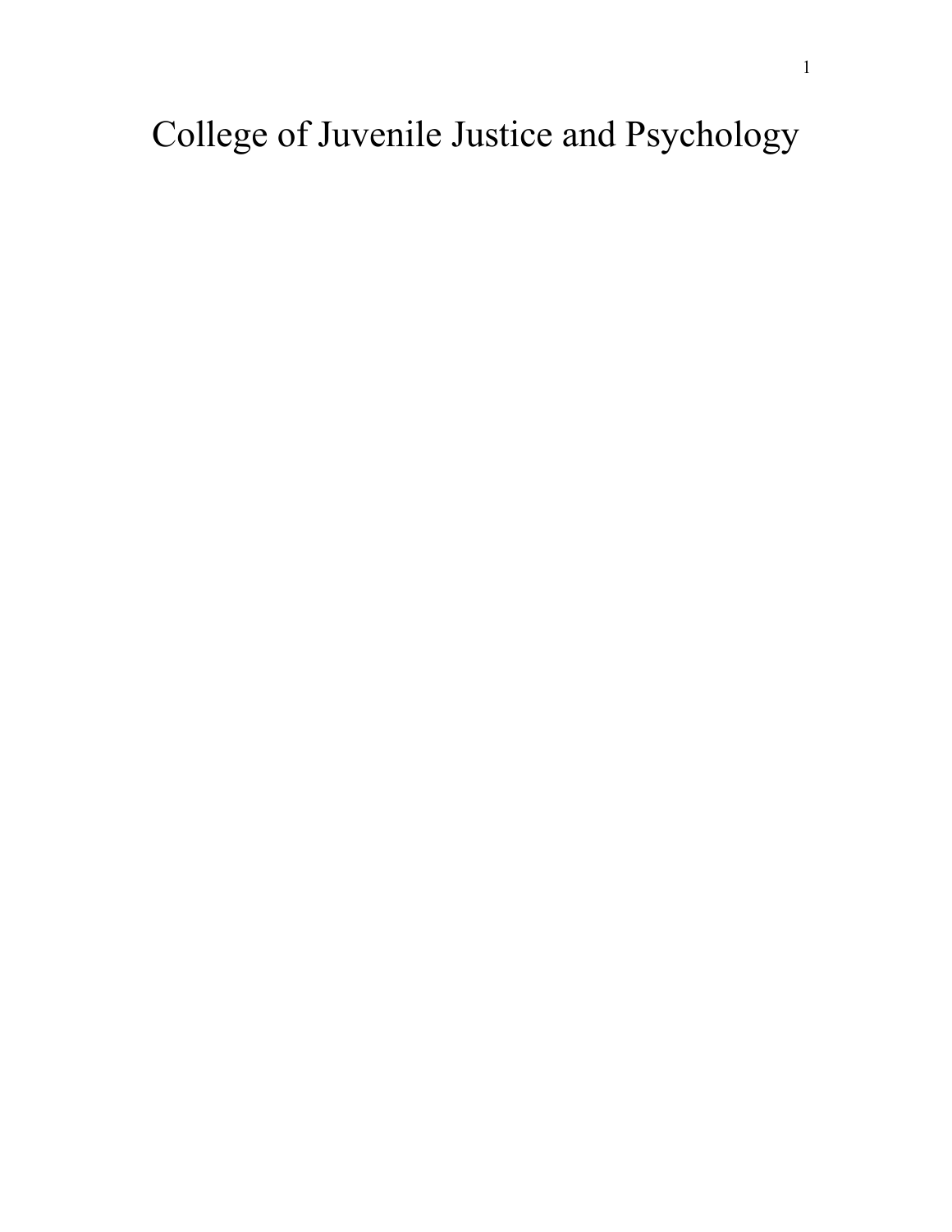# College of Juvenile Justice and Psychology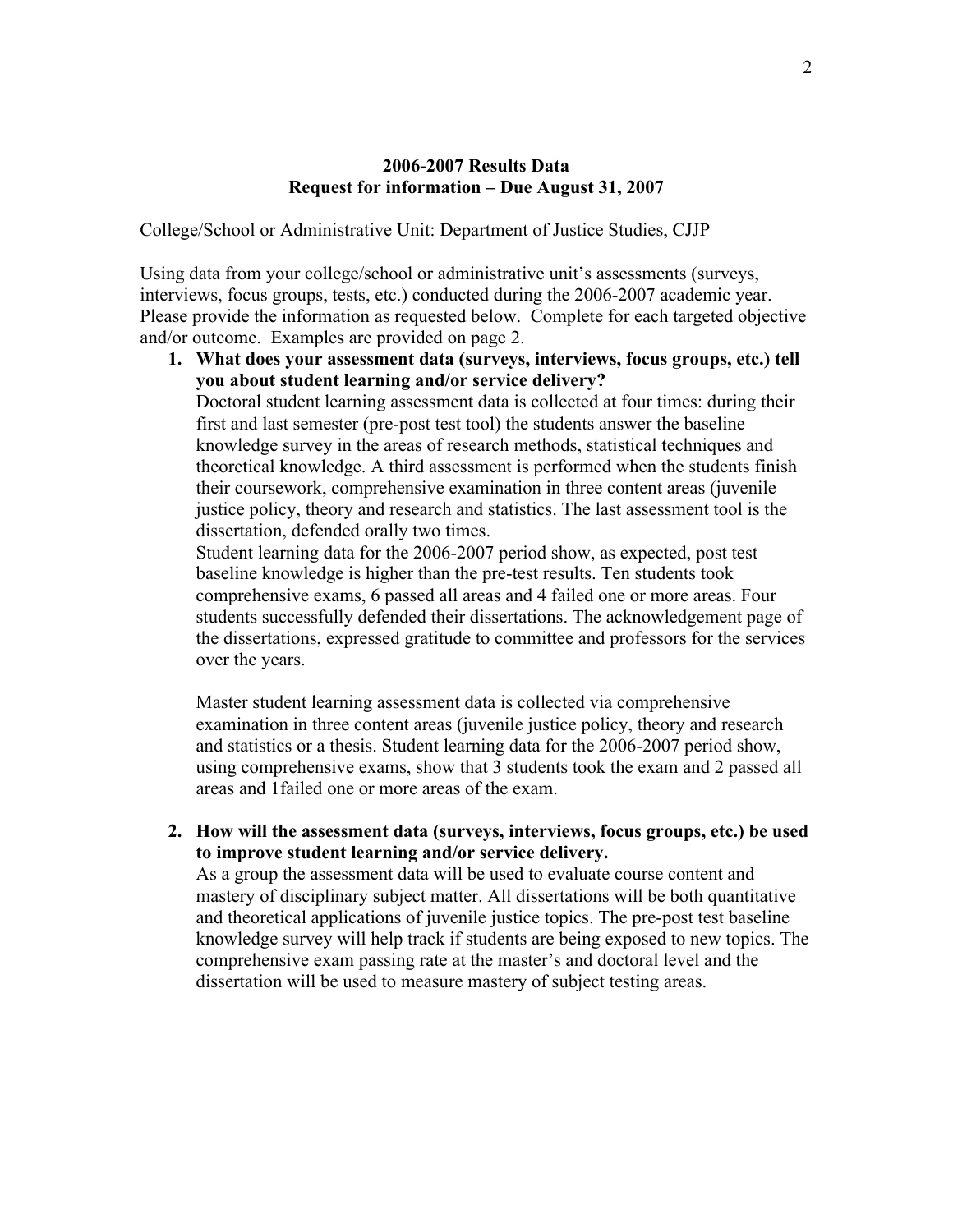**2006-2007 Results Data**
**Request for information – Due August 31, 2007**

College/School or Administrative Unit: Department of Justice Studies, CJJP

Using data from your college/school or administrative unit's assessments (surveys, interviews, focus groups, tests, etc.) conducted during the 2006-2007 academic year. Please provide the information as requested below. Complete for each targeted objective and/or outcome. Examples are provided on page 2.

1. **What does your assessment data (surveys, interviews, focus groups, etc.) tell you about student learning and/or service delivery?**

   Doctoral student learning assessment data is collected at four times: during their first and last semester (pre-post test tool) the students answer the baseline knowledge survey in the areas of research methods, statistical techniques and theoretical knowledge. A third assessment is performed when the students finish their coursework, comprehensive examination in three content areas (juvenile justice policy, theory and research and statistics. The last assessment tool is the dissertation, defended orally two times.

   Student learning data for the 2006-2007 period show, as expected, post test baseline knowledge is higher than the pre-test results. Ten students took comprehensive exams, 6 passed all areas and 4 failed one or more areas. Four students successfully defended their dissertations. The acknowledgement page of the dissertations, expressed gratitude to committee and professors for the services over the years.

   Master student learning assessment data is collected via comprehensive examination in three content areas (juvenile justice policy, theory and research and statistics or a thesis. Student learning data for the 2006-2007 period show, using comprehensive exams, show that 3 students took the exam and 2 passed all areas and 1failed one or more areas of the exam.

2. **How will the assessment data (surveys, interviews, focus groups, etc.) be used to improve student learning and/or service delivery.**

   As a group the assessment data will be used to evaluate course content and mastery of disciplinary subject matter. All dissertations will be both quantitative and theoretical applications of juvenile justice topics. The pre-post test baseline knowledge survey will help track if students are being exposed to new topics. The comprehensive exam passing rate at the master's and doctoral level and the dissertation will be used to measure mastery of subject testing areas.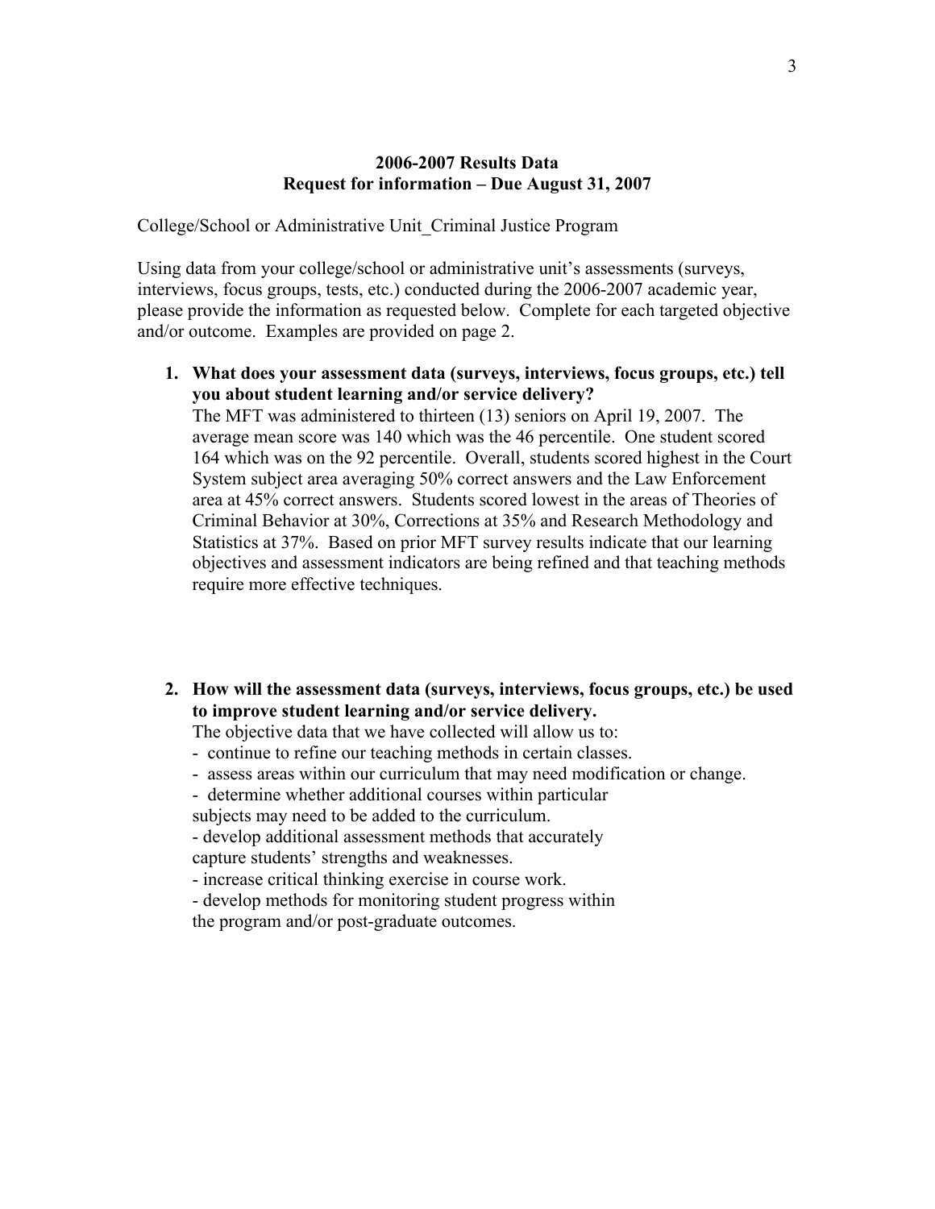**2006-2007 Results Data**
**Request for information – Due August 31, 2007**

College/School or Administrative Unit_Criminal Justice Program

Using data from your college/school or administrative unit's assessments (surveys, interviews, focus groups, tests, etc.) conducted during the 2006-2007 academic year, please provide the information as requested below. Complete for each targeted objective and/or outcome. Examples are provided on page 2.

1. **What does your assessment data (surveys, interviews, focus groups, etc.) tell you about student learning and/or service delivery?**
   The MFT was administered to thirteen (13) seniors on April 19, 2007. The average mean score was 140 which was the 46 percentile. One student scored 164 which was on the 92 percentile. Overall, students scored highest in the Court System subject area averaging 50% correct answers and the Law Enforcement area at 45% correct answers. Students scored lowest in the areas of Theories of Criminal Behavior at 30%, Corrections at 35% and Research Methodology and Statistics at 37%. Based on prior MFT survey results indicate that our learning objectives and assessment indicators are being refined and that teaching methods require more effective techniques.

2. **How will the assessment data (surveys, interviews, focus groups, etc.) be used to improve student learning and/or service delivery.**
   The objective data that we have collected will allow us to:
   - continue to refine our teaching methods in certain classes.
   - assess areas within our curriculum that may need modification or change.
   - determine whether additional courses within particular subjects may need to be added to the curriculum.
   - develop additional assessment methods that accurately capture students' strengths and weaknesses.
   - increase critical thinking exercise in course work.
   - develop methods for monitoring student progress within the program and/or post-graduate outcomes.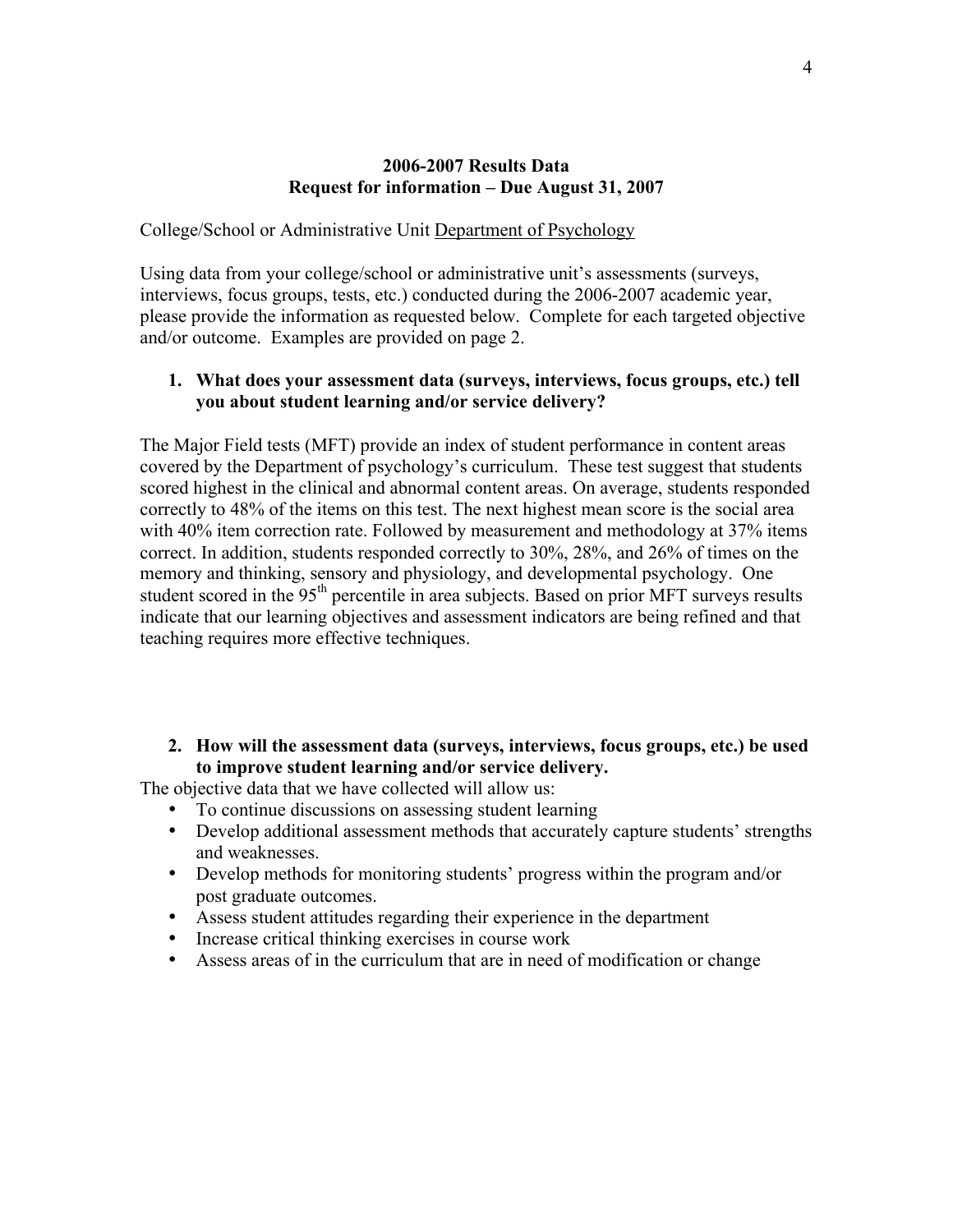## 2006-2007 Results Data
## Request for information – Due August 31, 2007

College/School or Administrative Unit Department of Psychology

Using data from your college/school or administrative unit's assessments (surveys, interviews, focus groups, tests, etc.) conducted during the 2006-2007 academic year, please provide the information as requested below. Complete for each targeted objective and/or outcome. Examples are provided on page 2.

1. **What does your assessment data (surveys, interviews, focus groups, etc.) tell you about student learning and/or service delivery?**

The Major Field tests (MFT) provide an index of student performance in content areas covered by the Department of psychology's curriculum. These test suggest that students scored highest in the clinical and abnormal content areas. On average, students responded correctly to 48% of the items on this test. The next highest mean score is the social area with 40% item correction rate. Followed by measurement and methodology at 37% items correct. In addition, students responded correctly to 30%, 28%, and 26% of times on the memory and thinking, sensory and physiology, and developmental psychology. One student scored in the 95th percentile in area subjects. Based on prior MFT surveys results indicate that our learning objectives and assessment indicators are being refined and that teaching requires more effective techniques.

2. **How will the assessment data (surveys, interviews, focus groups, etc.) be used to improve student learning and/or service delivery.**

The objective data that we have collected will allow us:

- To continue discussions on assessing student learning
- Develop additional assessment methods that accurately capture students' strengths and weaknesses.
- Develop methods for monitoring students' progress within the program and/or post graduate outcomes.
- Assess student attitudes regarding their experience in the department
- Increase critical thinking exercises in course work
- Assess areas of in the curriculum that are in need of modification or change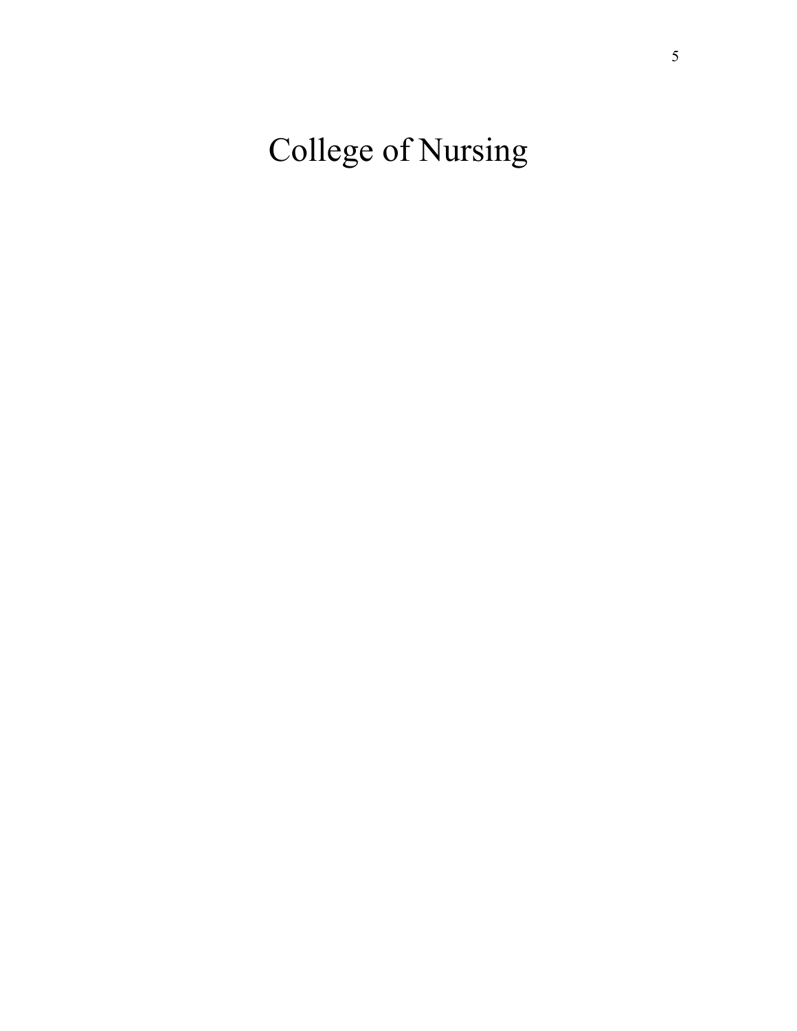# College of Nursing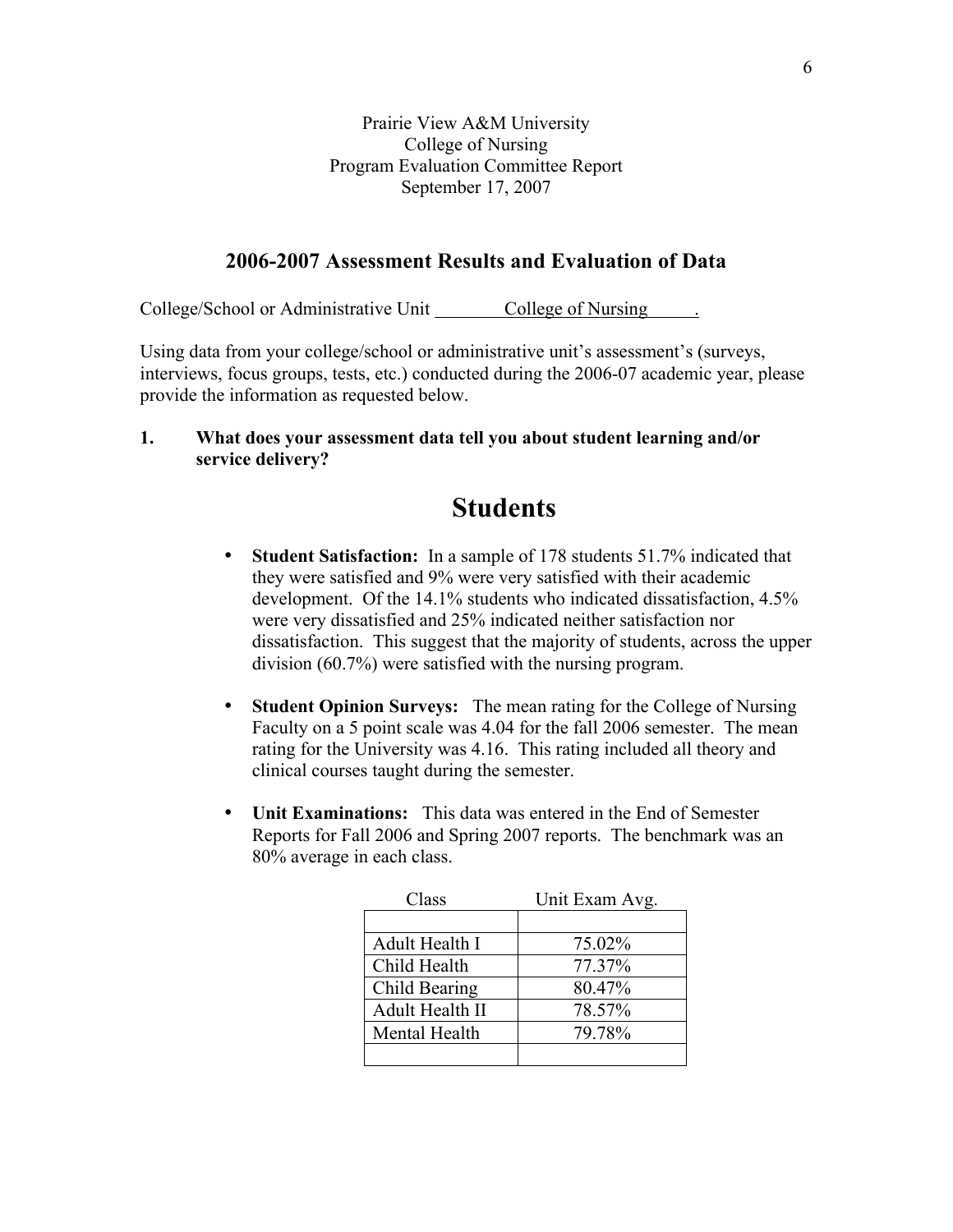Prairie View A&M University
College of Nursing
Program Evaluation Committee Report
September 17, 2007

## 2006-2007 Assessment Results and Evaluation of Data

College/School or Administrative Unit College of Nursing .

Using data from your college/school or administrative unit's assessment's (surveys, interviews, focus groups, tests, etc.) conducted during the 2006-07 academic year, please provide the information as requested below.

**1. What does your assessment data tell you about student learning and/or service delivery?**

# Students

- **Student Satisfaction:** In a sample of 178 students 51.7% indicated that they were satisfied and 9% were very satisfied with their academic development. Of the 14.1% students who indicated dissatisfaction, 4.5% were very dissatisfied and 25% indicated neither satisfaction nor dissatisfaction. This suggest that the majority of students, across the upper division (60.7%) were satisfied with the nursing program.

- **Student Opinion Surveys:** The mean rating for the College of Nursing Faculty on a 5 point scale was 4.04 for the fall 2006 semester. The mean rating for the University was 4.16. This rating included all theory and clinical courses taught during the semester.

- **Unit Examinations:** This data was entered in the End of Semester Reports for Fall 2006 and Spring 2007 reports. The benchmark was an 80% average in each class.

| Class | Unit Exam Avg. |
|---|---|
| | |
| Adult Health I | 75.02% |
| Child Health | 77.37% |
| Child Bearing | 80.47% |
| Adult Health II | 78.57% |
| Mental Health | 79.78% |
| | |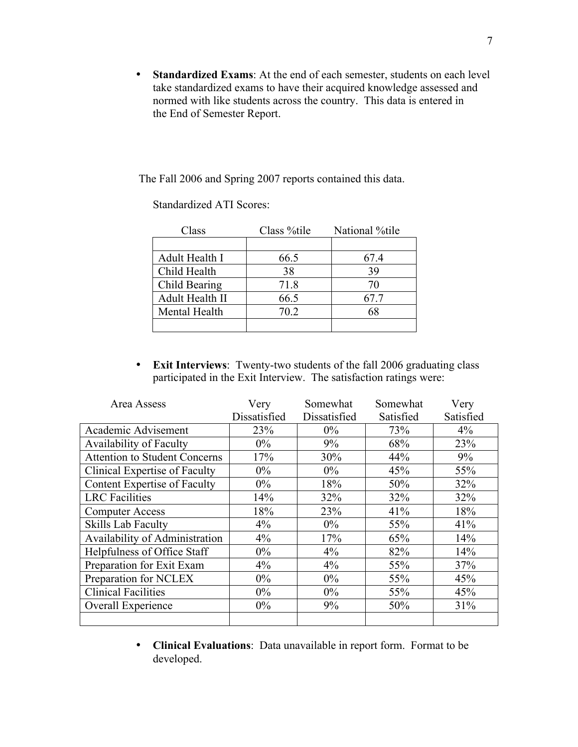- **Standardized Exams**: At the end of each semester, students on each level take standardized exams to have their acquired knowledge assessed and normed with like students across the country. This data is entered in the End of Semester Report.

The Fall 2006 and Spring 2007 reports contained this data.

Standardized ATI Scores:

| Class | Class %tile | National %tile |
|---|---|---|
| | | |
| Adult Health I | 66.5 | 67.4 |
| Child Health | 38 | 39 |
| Child Bearing | 71.8 | 70 |
| Adult Health II | 66.5 | 67.7 |
| Mental Health | 70.2 | 68 |
| | | |

- **Exit Interviews**: Twenty-two students of the fall 2006 graduating class participated in the Exit Interview. The satisfaction ratings were:

| Area Assess | Very Dissatisfied | Somewhat Dissatisfied | Somewhat Satisfied | Very Satisfied |
|---|---|---|---|---|
| Academic Advisement | 23% | 0% | 73% | 4% |
| Availability of Faculty | 0% | 9% | 68% | 23% |
| Attention to Student Concerns | 17% | 30% | 44% | 9% |
| Clinical Expertise of Faculty | 0% | 0% | 45% | 55% |
| Content Expertise of Faculty | 0% | 18% | 50% | 32% |
| LRC Facilities | 14% | 32% | 32% | 32% |
| Computer Access | 18% | 23% | 41% | 18% |
| Skills Lab Faculty | 4% | 0% | 55% | 41% |
| Availability of Administration | 4% | 17% | 65% | 14% |
| Helpfulness of Office Staff | 0% | 4% | 82% | 14% |
| Preparation for Exit Exam | 4% | 4% | 55% | 37% |
| Preparation for NCLEX | 0% | 0% | 55% | 45% |
| Clinical Facilities | 0% | 0% | 55% | 45% |
| Overall Experience | 0% | 9% | 50% | 31% |
| | | | | |

- **Clinical Evaluations**: Data unavailable in report form. Format to be developed.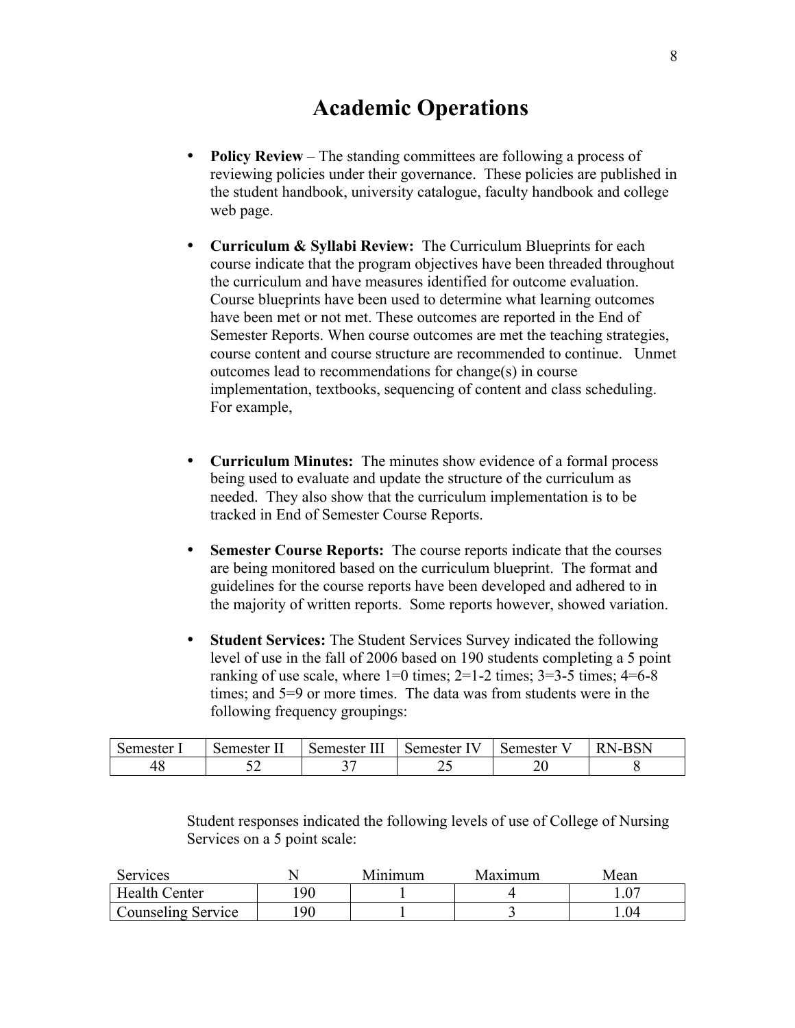# Academic Operations

- **Policy Review** – The standing committees are following a process of reviewing policies under their governance. These policies are published in the student handbook, university catalogue, faculty handbook and college web page.

- **Curriculum & Syllabi Review:** The Curriculum Blueprints for each course indicate that the program objectives have been threaded throughout the curriculum and have measures identified for outcome evaluation. Course blueprints have been used to determine what learning outcomes have been met or not met. These outcomes are reported in the End of Semester Reports. When course outcomes are met the teaching strategies, course content and course structure are recommended to continue. Unmet outcomes lead to recommendations for change(s) in course implementation, textbooks, sequencing of content and class scheduling. For example,

- **Curriculum Minutes:** The minutes show evidence of a formal process being used to evaluate and update the structure of the curriculum as needed. They also show that the curriculum implementation is to be tracked in End of Semester Course Reports.

- **Semester Course Reports:** The course reports indicate that the courses are being monitored based on the curriculum blueprint. The format and guidelines for the course reports have been developed and adhered to in the majority of written reports. Some reports however, showed variation.

- **Student Services:** The Student Services Survey indicated the following level of use in the fall of 2006 based on 190 students completing a 5 point ranking of use scale, where 1=0 times; 2=1-2 times; 3=3-5 times; 4=6-8 times; and 5=9 or more times. The data was from students were in the following frequency groupings:

| Semester I | Semester II | Semester III | Semester IV | Semester V | RN-BSN |
|---|---|---|---|---|---|
| 48 | 52 | 37 | 25 | 20 | 8 |

Student responses indicated the following levels of use of College of Nursing Services on a 5 point scale:

| Services | N | Minimum | Maximum | Mean |
|---|---|---|---|---|
| Health Center | 190 | 1 | 4 | 1.07 |
| Counseling Service | 190 | 1 | 3 | 1.04 |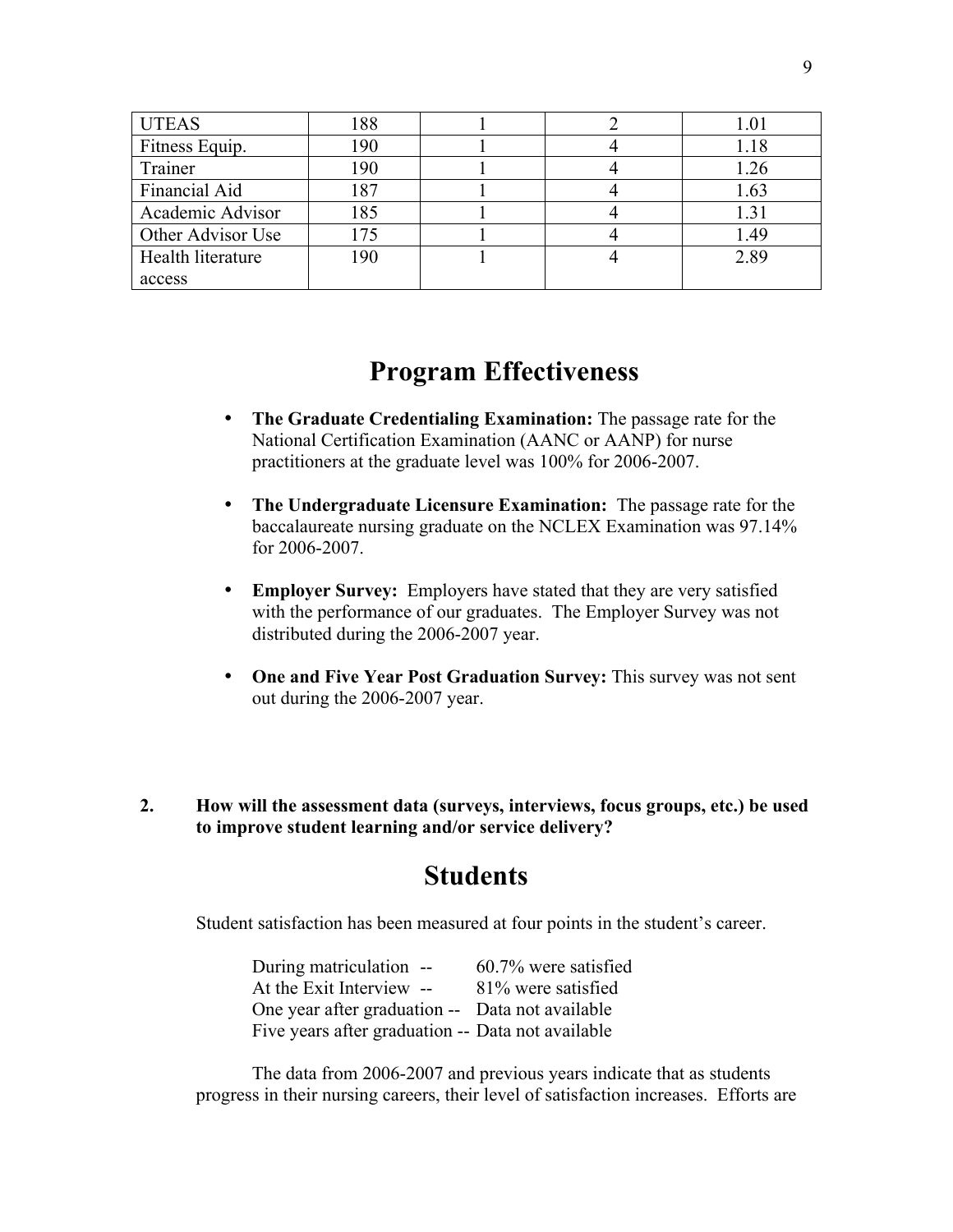| | | | | |
|---|---|---|---|---|
| UTEAS | 188 | 1 | 2 | 1.01 |
| Fitness Equip. | 190 | 1 | 4 | 1.18 |
| Trainer | 190 | 1 | 4 | 1.26 |
| Financial Aid | 187 | 1 | 4 | 1.63 |
| Academic Advisor | 185 | 1 | 4 | 1.31 |
| Other Advisor Use | 175 | 1 | 4 | 1.49 |
| Health literature access | 190 | 1 | 4 | 2.89 |

# Program Effectiveness

- **The Graduate Credentialing Examination:** The passage rate for the National Certification Examination (AANC or AANP) for nurse practitioners at the graduate level was 100% for 2006-2007.

- **The Undergraduate Licensure Examination:** The passage rate for the baccalaureate nursing graduate on the NCLEX Examination was 97.14% for 2006-2007.

- **Employer Survey:** Employers have stated that they are very satisfied with the performance of our graduates. The Employer Survey was not distributed during the 2006-2007 year.

- **One and Five Year Post Graduation Survey:** This survey was not sent out during the 2006-2007 year.

**2. How will the assessment data (surveys, interviews, focus groups, etc.) be used to improve student learning and/or service delivery?**

# Students

Student satisfaction has been measured at four points in the student's career.

During matriculation -- 60.7% were satisfied
At the Exit Interview -- 81% were satisfied
One year after graduation -- Data not available
Five years after graduation -- Data not available

The data from 2006-2007 and previous years indicate that as students progress in their nursing careers, their level of satisfaction increases. Efforts are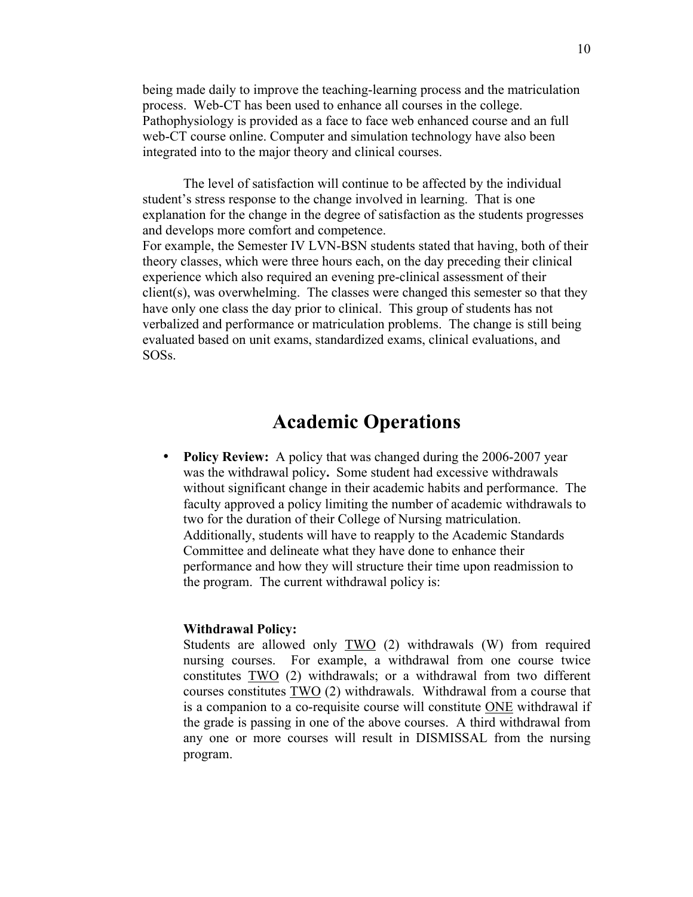being made daily to improve the teaching-learning process and the matriculation process. Web-CT has been used to enhance all courses in the college. Pathophysiology is provided as a face to face web enhanced course and an full web-CT course online. Computer and simulation technology have also been integrated into to the major theory and clinical courses.

The level of satisfaction will continue to be affected by the individual student's stress response to the change involved in learning. That is one explanation for the change in the degree of satisfaction as the students progresses and develops more comfort and competence.
For example, the Semester IV LVN-BSN students stated that having, both of their theory classes, which were three hours each, on the day preceding their clinical experience which also required an evening pre-clinical assessment of their client(s), was overwhelming. The classes were changed this semester so that they have only one class the day prior to clinical. This group of students has not verbalized and performance or matriculation problems. The change is still being evaluated based on unit exams, standardized exams, clinical evaluations, and SOSs.

# Academic Operations

- **Policy Review:** A policy that was changed during the 2006-2007 year was the withdrawal policy**.** Some student had excessive withdrawals without significant change in their academic habits and performance. The faculty approved a policy limiting the number of academic withdrawals to two for the duration of their College of Nursing matriculation. Additionally, students will have to reapply to the Academic Standards Committee and delineate what they have done to enhance their performance and how they will structure their time upon readmission to the program. The current withdrawal policy is:

  **Withdrawal Policy:**
  Students are allowed only <u>TWO</u> (2) withdrawals (W) from required nursing courses. For example, a withdrawal from one course twice constitutes <u>TWO</u> (2) withdrawals; or a withdrawal from two different courses constitutes <u>TWO</u> (2) withdrawals. Withdrawal from a course that is a companion to a co-requisite course will constitute <u>ONE</u> withdrawal if the grade is passing in one of the above courses. A third withdrawal from any one or more courses will result in DISMISSAL from the nursing program.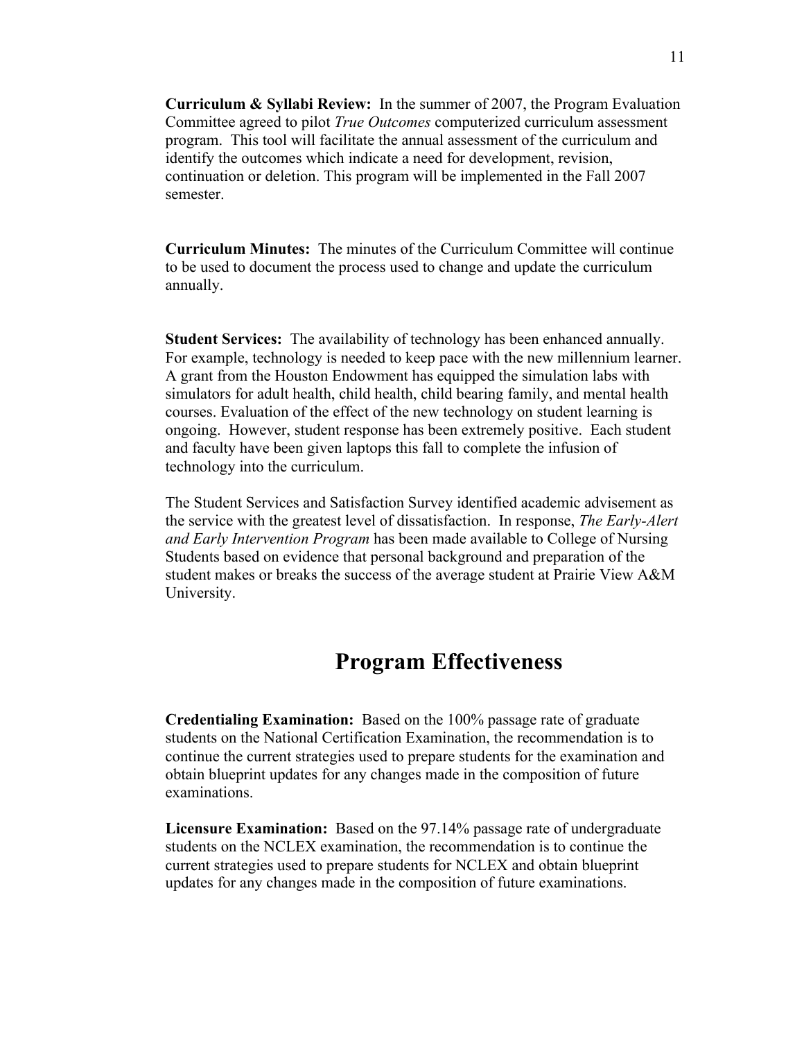**Curriculum & Syllabi Review:** In the summer of 2007, the Program Evaluation Committee agreed to pilot *True Outcomes* computerized curriculum assessment program. This tool will facilitate the annual assessment of the curriculum and identify the outcomes which indicate a need for development, revision, continuation or deletion. This program will be implemented in the Fall 2007 semester.

**Curriculum Minutes:** The minutes of the Curriculum Committee will continue to be used to document the process used to change and update the curriculum annually.

**Student Services:** The availability of technology has been enhanced annually. For example, technology is needed to keep pace with the new millennium learner. A grant from the Houston Endowment has equipped the simulation labs with simulators for adult health, child health, child bearing family, and mental health courses. Evaluation of the effect of the new technology on student learning is ongoing. However, student response has been extremely positive. Each student and faculty have been given laptops this fall to complete the infusion of technology into the curriculum.

The Student Services and Satisfaction Survey identified academic advisement as the service with the greatest level of dissatisfaction. In response, *The Early-Alert and Early Intervention Program* has been made available to College of Nursing Students based on evidence that personal background and preparation of the student makes or breaks the success of the average student at Prairie View A&M University.

# Program Effectiveness

**Credentialing Examination:** Based on the 100% passage rate of graduate students on the National Certification Examination, the recommendation is to continue the current strategies used to prepare students for the examination and obtain blueprint updates for any changes made in the composition of future examinations.

**Licensure Examination:** Based on the 97.14% passage rate of undergraduate students on the NCLEX examination, the recommendation is to continue the current strategies used to prepare students for NCLEX and obtain blueprint updates for any changes made in the composition of future examinations.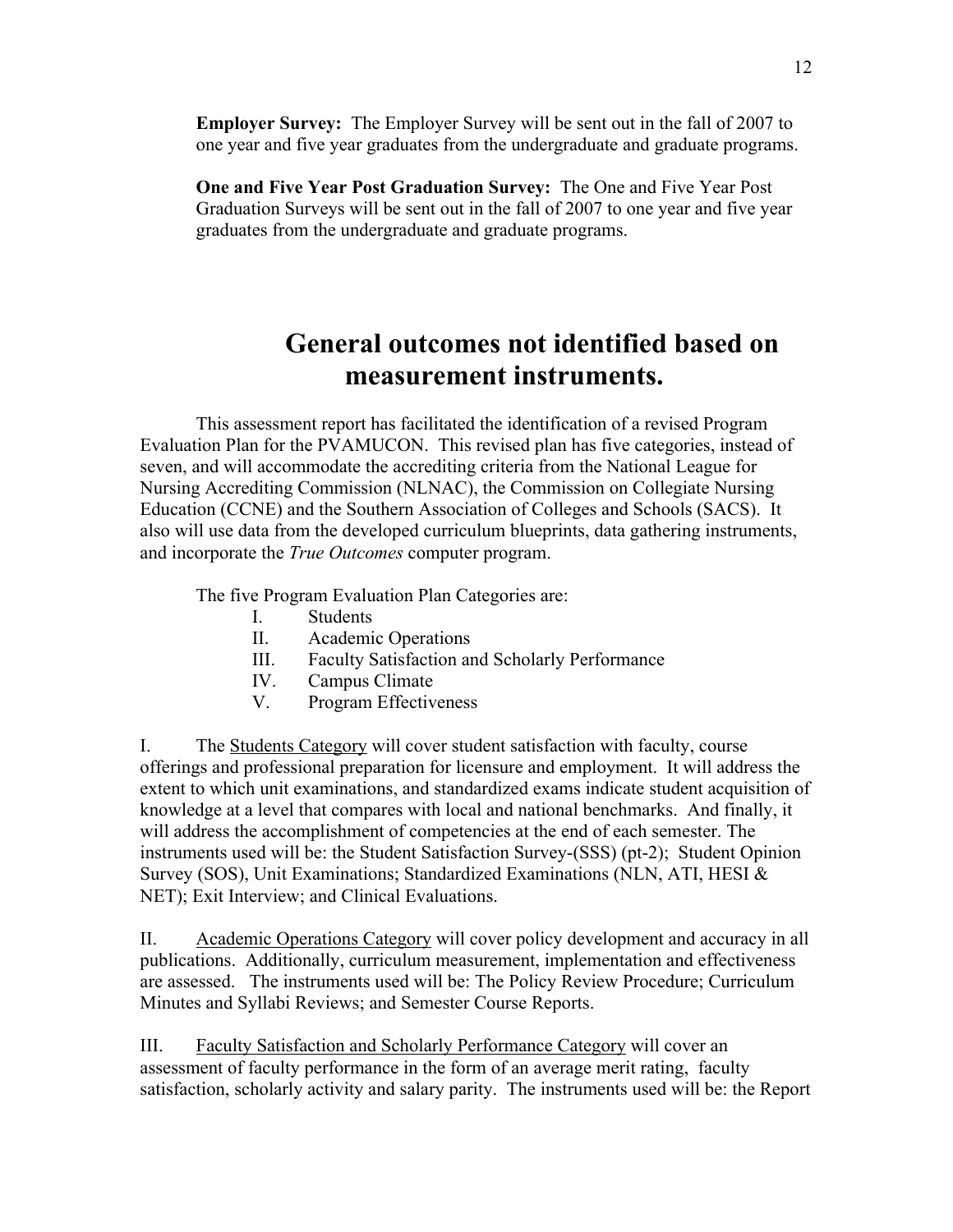**Employer Survey:** The Employer Survey will be sent out in the fall of 2007 to one year and five year graduates from the undergraduate and graduate programs.

**One and Five Year Post Graduation Survey:** The One and Five Year Post Graduation Surveys will be sent out in the fall of 2007 to one year and five year graduates from the undergraduate and graduate programs.

# General outcomes not identified based on measurement instruments.

This assessment report has facilitated the identification of a revised Program Evaluation Plan for the PVAMUCON. This revised plan has five categories, instead of seven, and will accommodate the accrediting criteria from the National League for Nursing Accrediting Commission (NLNAC), the Commission on Collegiate Nursing Education (CCNE) and the Southern Association of Colleges and Schools (SACS). It also will use data from the developed curriculum blueprints, data gathering instruments, and incorporate the *True Outcomes* computer program.

The five Program Evaluation Plan Categories are:

I. Students
II. Academic Operations
III. Faculty Satisfaction and Scholarly Performance
IV. Campus Climate
V. Program Effectiveness

I. The <u>Students Category</u> will cover student satisfaction with faculty, course offerings and professional preparation for licensure and employment. It will address the extent to which unit examinations, and standardized exams indicate student acquisition of knowledge at a level that compares with local and national benchmarks. And finally, it will address the accomplishment of competencies at the end of each semester. The instruments used will be: the Student Satisfaction Survey-(SSS) (pt-2); Student Opinion Survey (SOS), Unit Examinations; Standardized Examinations (NLN, ATI, HESI & NET); Exit Interview; and Clinical Evaluations.

II. <u>Academic Operations Category</u> will cover policy development and accuracy in all publications. Additionally, curriculum measurement, implementation and effectiveness are assessed. The instruments used will be: The Policy Review Procedure; Curriculum Minutes and Syllabi Reviews; and Semester Course Reports.

III. <u>Faculty Satisfaction and Scholarly Performance Category</u> will cover an assessment of faculty performance in the form of an average merit rating, faculty satisfaction, scholarly activity and salary parity. The instruments used will be: the Report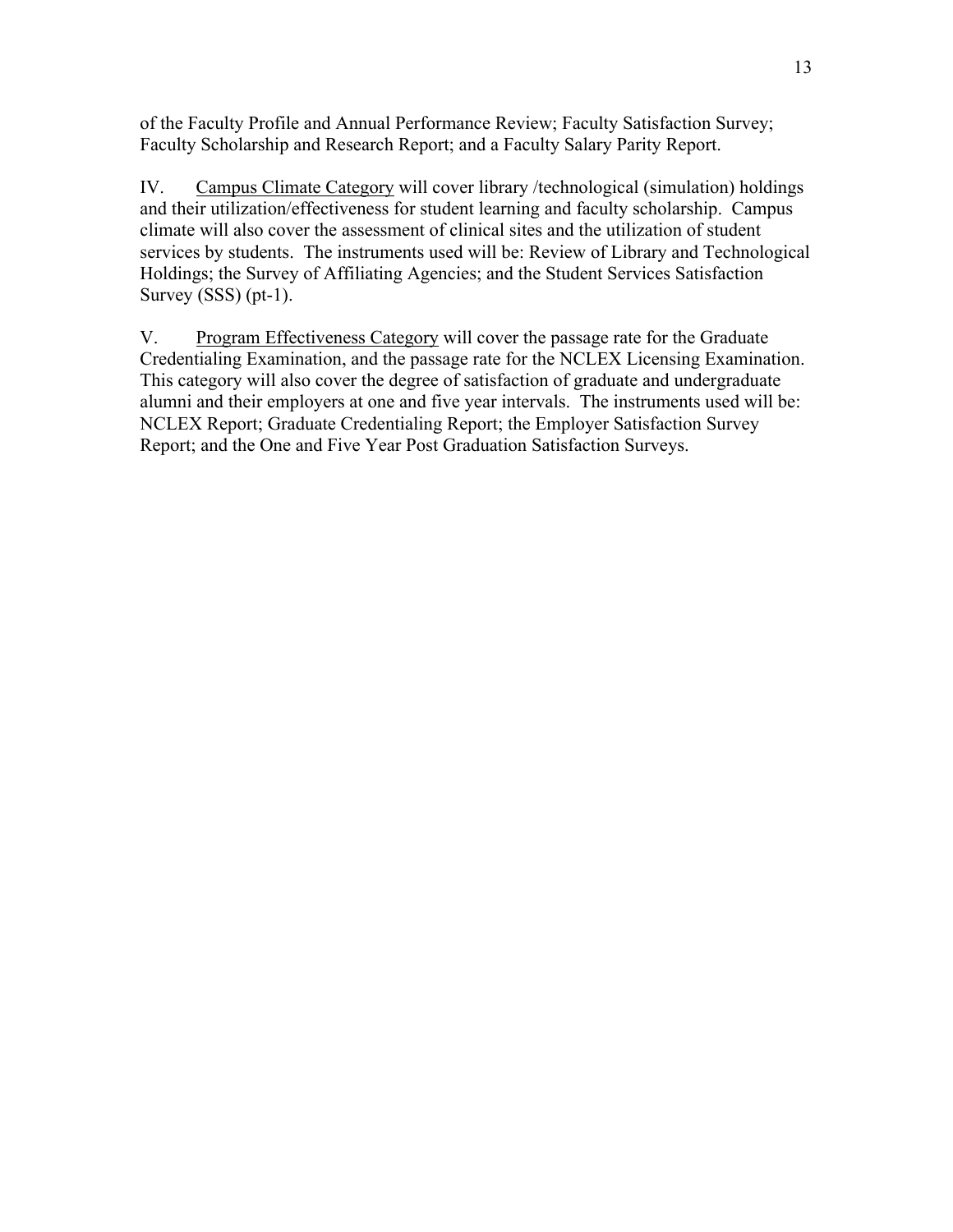of the Faculty Profile and Annual Performance Review; Faculty Satisfaction Survey; Faculty Scholarship and Research Report; and a Faculty Salary Parity Report.

IV. <u>Campus Climate Category</u> will cover library /technological (simulation) holdings and their utilization/effectiveness for student learning and faculty scholarship. Campus climate will also cover the assessment of clinical sites and the utilization of student services by students. The instruments used will be: Review of Library and Technological Holdings; the Survey of Affiliating Agencies; and the Student Services Satisfaction Survey (SSS) (pt-1).

V. <u>Program Effectiveness Category</u> will cover the passage rate for the Graduate Credentialing Examination, and the passage rate for the NCLEX Licensing Examination. This category will also cover the degree of satisfaction of graduate and undergraduate alumni and their employers at one and five year intervals. The instruments used will be: NCLEX Report; Graduate Credentialing Report; the Employer Satisfaction Survey Report; and the One and Five Year Post Graduation Satisfaction Surveys.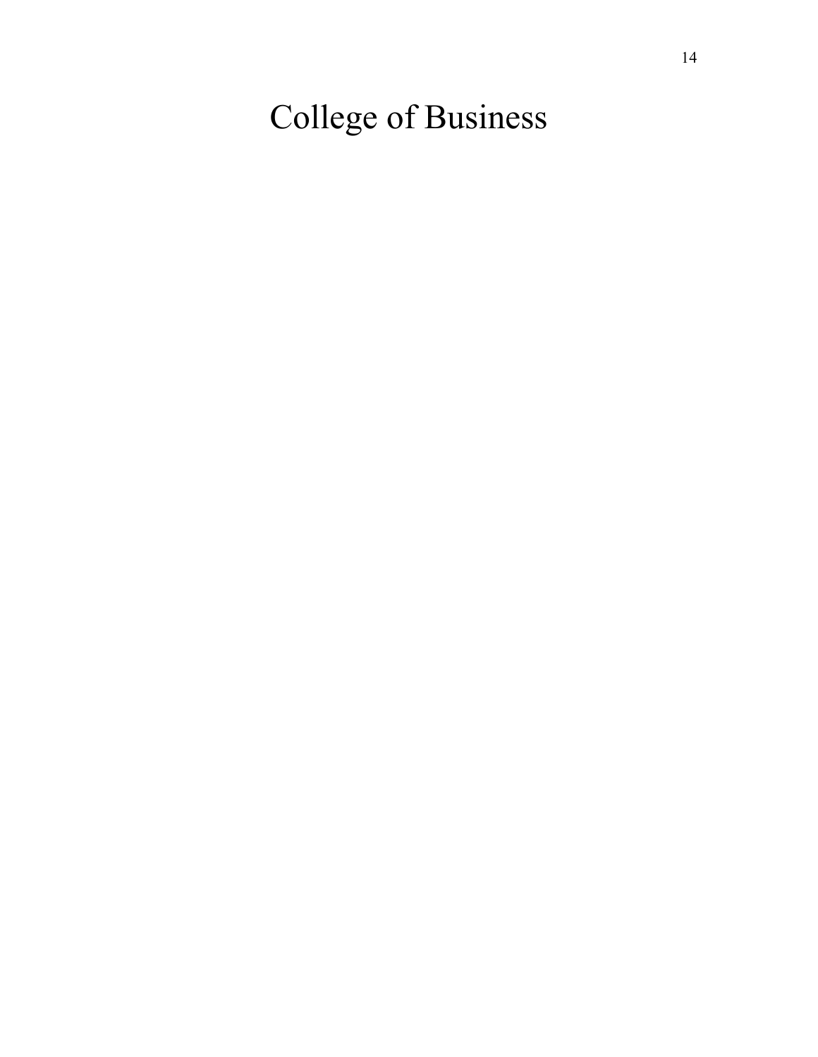# College of Business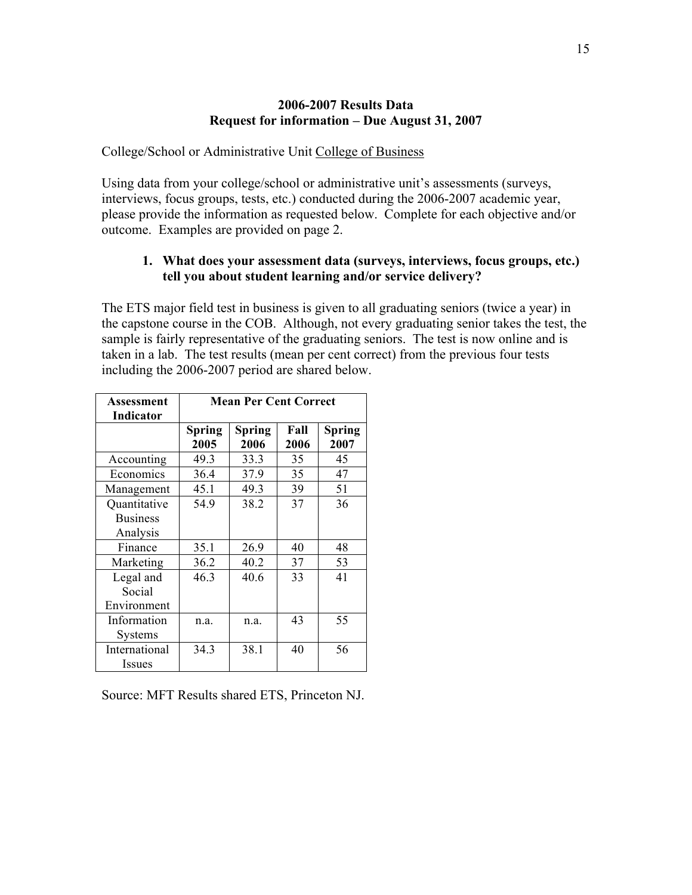**2006-2007 Results Data**
**Request for information – Due August 31, 2007**

College/School or Administrative Unit College of Business

Using data from your college/school or administrative unit's assessments (surveys, interviews, focus groups, tests, etc.) conducted during the 2006-2007 academic year, please provide the information as requested below. Complete for each objective and/or outcome. Examples are provided on page 2.

1. **What does your assessment data (surveys, interviews, focus groups, etc.) tell you about student learning and/or service delivery?**

The ETS major field test in business is given to all graduating seniors (twice a year) in the capstone course in the COB. Although, not every graduating senior takes the test, the sample is fairly representative of the graduating seniors. The test is now online and is taken in a lab. The test results (mean per cent correct) from the previous four tests including the 2006-2007 period are shared below.

| Assessment Indicator | Mean Per Cent Correct | | | |
|---|---|---|---|---|
| | Spring 2005 | Spring 2006 | Fall 2006 | Spring 2007 |
| Accounting | 49.3 | 33.3 | 35 | 45 |
| Economics | 36.4 | 37.9 | 35 | 47 |
| Management | 45.1 | 49.3 | 39 | 51 |
| Quantitative Business Analysis | 54.9 | 38.2 | 37 | 36 |
| Finance | 35.1 | 26.9 | 40 | 48 |
| Marketing | 36.2 | 40.2 | 37 | 53 |
| Legal and Social Environment | 46.3 | 40.6 | 33 | 41 |
| Information Systems | n.a. | n.a. | 43 | 55 |
| International Issues | 34.3 | 38.1 | 40 | 56 |

Source: MFT Results shared ETS, Princeton NJ.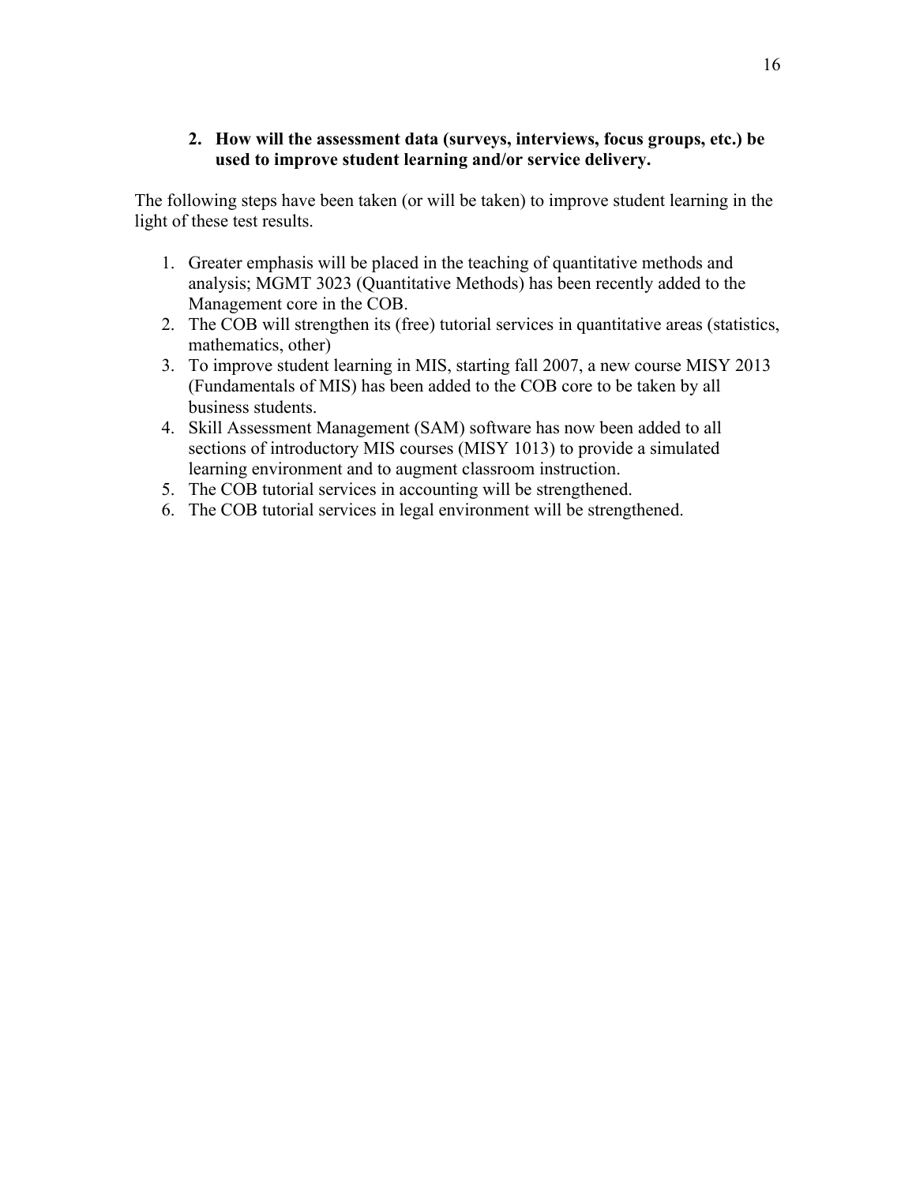2. **How will the assessment data (surveys, interviews, focus groups, etc.) be used to improve student learning and/or service delivery.**

The following steps have been taken (or will be taken) to improve student learning in the light of these test results.

1. Greater emphasis will be placed in the teaching of quantitative methods and analysis; MGMT 3023 (Quantitative Methods) has been recently added to the Management core in the COB.
2. The COB will strengthen its (free) tutorial services in quantitative areas (statistics, mathematics, other)
3. To improve student learning in MIS, starting fall 2007, a new course MISY 2013 (Fundamentals of MIS) has been added to the COB core to be taken by all business students.
4. Skill Assessment Management (SAM) software has now been added to all sections of introductory MIS courses (MISY 1013) to provide a simulated learning environment and to augment classroom instruction.
5. The COB tutorial services in accounting will be strengthened.
6. The COB tutorial services in legal environment will be strengthened.